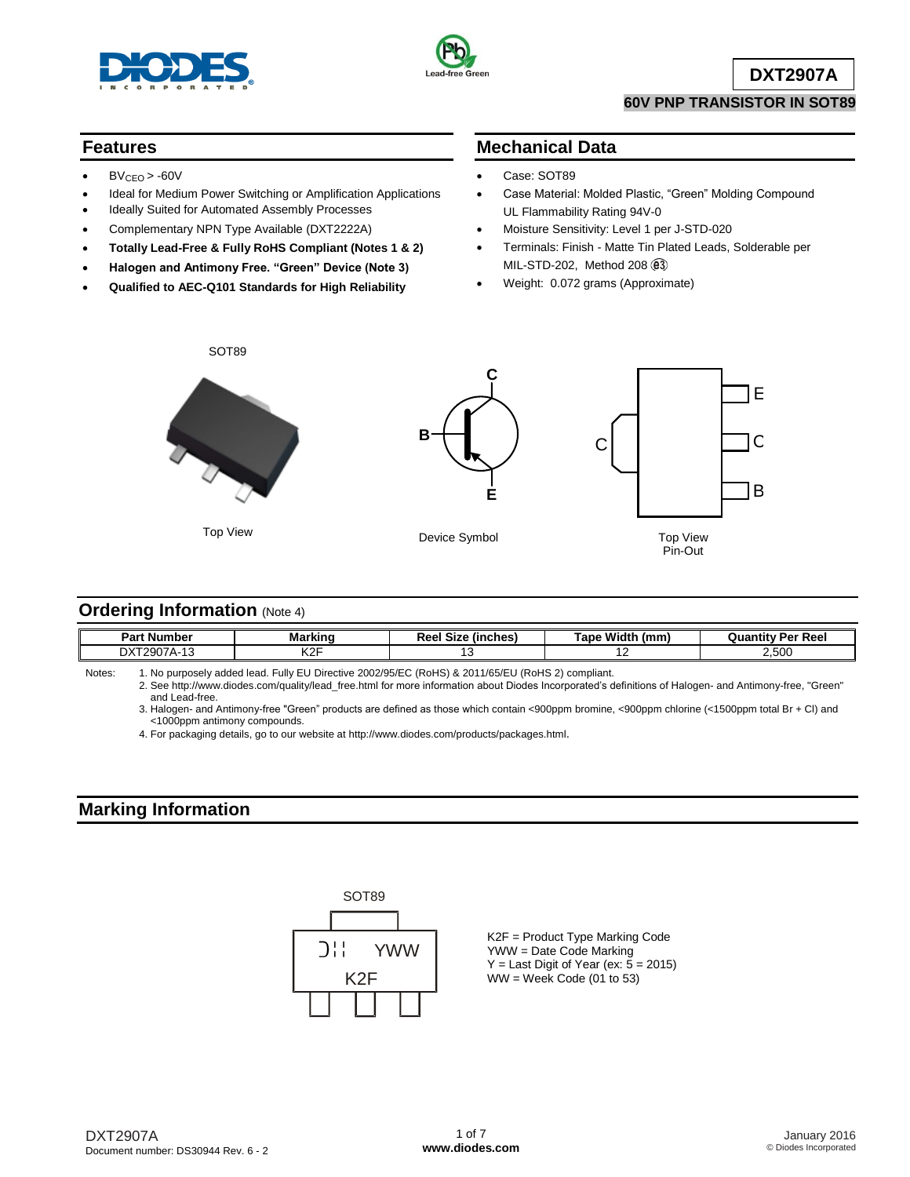# DXT2907A

## 60V PNP TRANSISTOR IN SOT89

## Features

- $BV_{CEO}$ > -60V
- Ideal for Medium Power Switching or Amplification Applications
- Ideally Suited for Automated Assembly Processes
- Complementary NPN Type Available (DXT2222A)
- **Totally Lead-Free & Fully RoHS Compliant (Notes 1 & 2)**
- **Halogen and Antimony Free. "Green" Device (Note 3)**
- **Qualified to AEC-Q101 Standards for High Reliability**

## Mechanical Data

- Case: SOT89
- Case Material: Molded Plastic, "Green" Molding Compound UL Flammability Rating 94V-0
- Moisture Sensitivity: Level 1 per J-STD-020
- Terminals: Finish - Matte Tin Plated Leads, Solderable per MIL-STD-202, Method 208 (e3)
- Weight: 0.072 grams (Approximate)

SOT89

Top View

Device Symbol

Top View
Pin-Out

## Ordering Information (Note 4)

| Part Number | Marking | Reel Size (inches) | Tape Width (mm) | Quantity Per Reel |
|---|---|---|---|---|
| DXT2907A-13 | K2F | 13 | 12 | 2,500 |

Notes:
1. No purposely added lead. Fully EU Directive 2002/95/EC (RoHS) & 2011/65/EU (RoHS 2) compliant.
2. See http://www.diodes.com/quality/lead_free.html for more information about Diodes Incorporated's definitions of Halogen- and Antimony-free, "Green" and Lead-free.
3. Halogen- and Antimony-free "Green" products are defined as those which contain <900ppm bromine, <900ppm chlorine (<1500ppm total Br + Cl) and <1000ppm antimony compounds.
4. For packaging details, go to our website at http://www.diodes.com/products/packages.html.

## Marking Information

SOT89

K2F = Product Type Marking Code
YWW = Date Code Marking
Y = Last Digit of Year (ex: 5 = 2015)
WW = Week Code (01 to 53)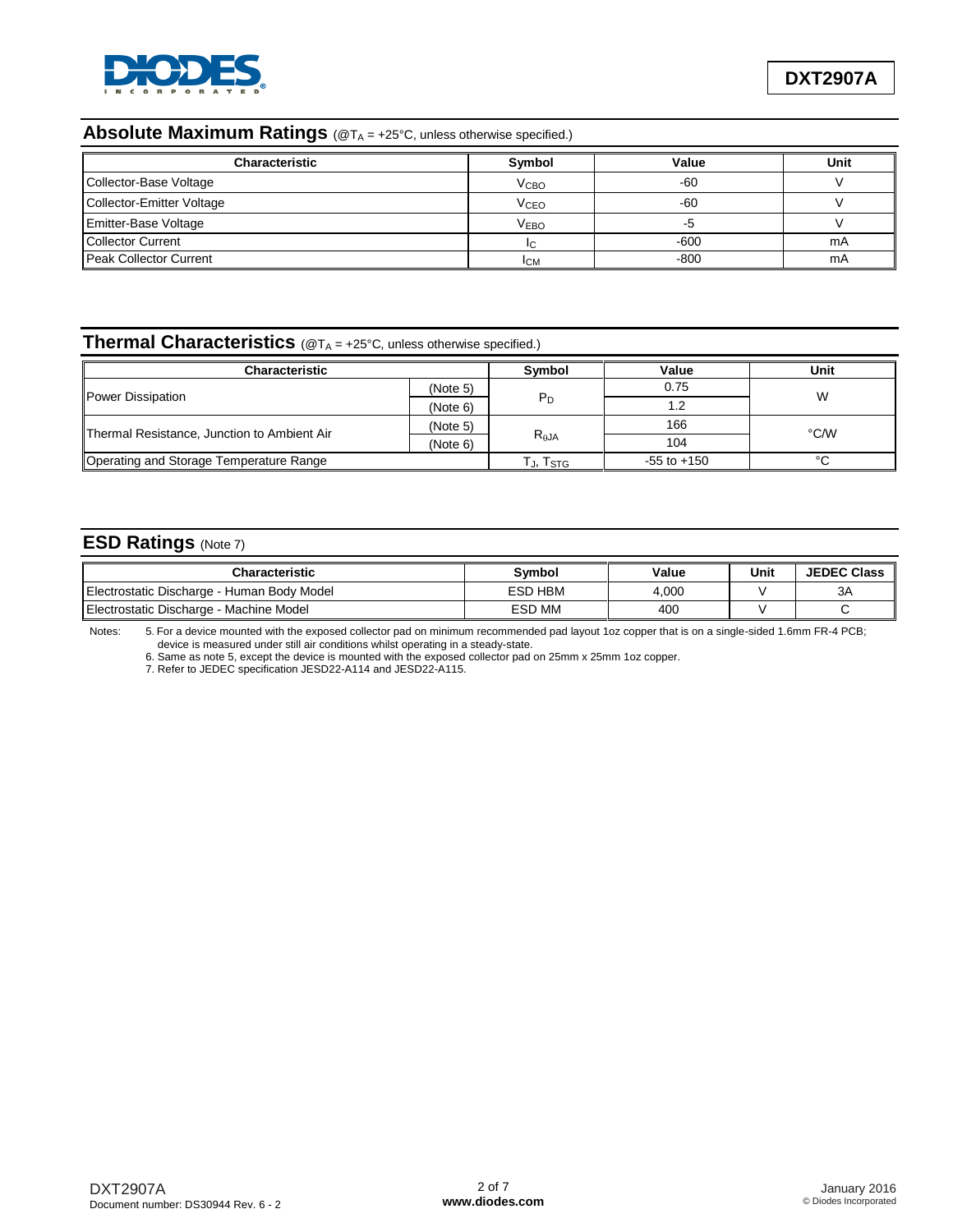## Absolute Maximum Ratings (@$T_A$ = +25°C, unless otherwise specified.)

| Characteristic | Symbol | Value | Unit |
|---|---|---|---|
| Collector-Base Voltage | $V_{CBO}$ | -60 | V |
| Collector-Emitter Voltage | $V_{CEO}$ | -60 | V |
| Emitter-Base Voltage | $V_{EBO}$ | -5 | V |
| Collector Current | $I_C$ | -600 | mA |
| Peak Collector Current | $I_{CM}$ | -800 | mA |

## Thermal Characteristics (@$T_A$ = +25°C, unless otherwise specified.)

| Characteristic | | Symbol | Value | Unit |
|---|---|---|---|---|
| Power Dissipation | (Note 5) | $P_D$ | 0.75 | W |
| | (Note 6) | | 1.2 | |
| Thermal Resistance, Junction to Ambient Air | (Note 5) | $R_{\theta JA}$ | 166 | °C/W |
| | (Note 6) | | 104 | |
| Operating and Storage Temperature Range | | $T_J$, $T_{STG}$ | -55 to +150 | °C |

## ESD Ratings (Note 7)

| Characteristic | Symbol | Value | Unit | JEDEC Class |
|---|---|---|---|---|
| Electrostatic Discharge - Human Body Model | ESD HBM | 4,000 | V | 3A |
| Electrostatic Discharge - Machine Model | ESD MM | 400 | V | C |

Notes:
5. For a device mounted with the exposed collector pad on minimum recommended pad layout 1oz copper that is on a single-sided 1.6mm FR-4 PCB; device is measured under still air conditions whilst operating in a steady-state.
6. Same as note 5, except the device is mounted with the exposed collector pad on 25mm x 25mm 1oz copper.
7. Refer to JEDEC specification JESD22-A114 and JESD22-A115.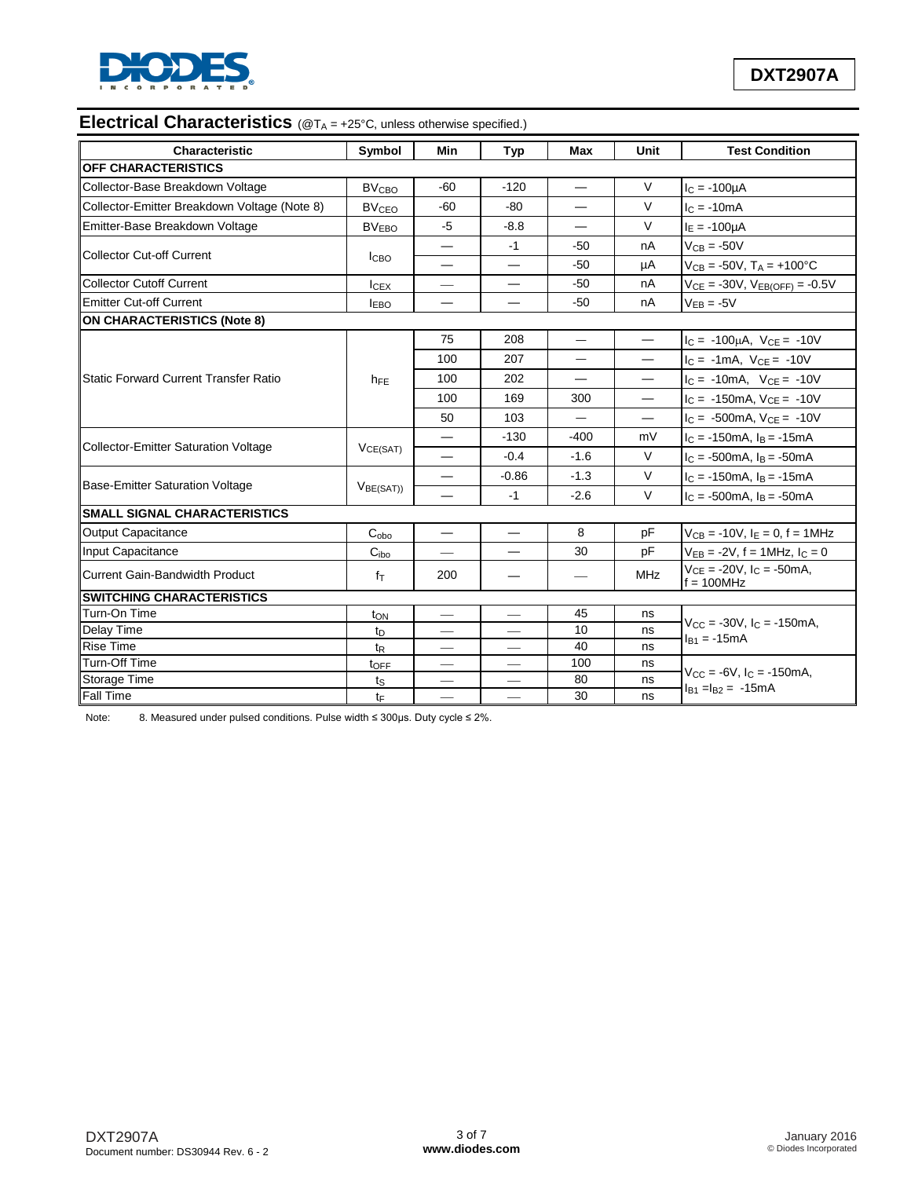## Electrical Characteristics (@$T_A$ = +25°C, unless otherwise specified.)

| Characteristic | Symbol | Min | Typ | Max | Unit | Test Condition |
|---|---|---|---|---|---|---|
| **OFF CHARACTERISTICS** | | | | | | |
| Collector-Base Breakdown Voltage | $BV_{CBO}$ | -60 | -120 | — | V | $I_C$ = -100μA |
| Collector-Emitter Breakdown Voltage (Note 8) | $BV_{CEO}$ | -60 | -80 | — | V | $I_C$ = -10mA |
| Emitter-Base Breakdown Voltage | $BV_{EBO}$ | -5 | -8.8 | — | V | $I_E$ = -100μA |
| Collector Cut-off Current | $I_{CBO}$ | — | -1 | -50 | nA | $V_{CB}$ = -50V |
| | | — | — | -50 | μA | $V_{CB}$ = -50V, $T_A$ = +100°C |
| Collector Cutoff Current | $I_{CEX}$ | — | — | -50 | nA | $V_{CE}$ = -30V, $V_{EB(OFF)}$ = -0.5V |
| Emitter Cut-off Current | $I_{EBO}$ | — | — | -50 | nA | $V_{EB}$ = -5V |
| **ON CHARACTERISTICS (Note 8)** | | | | | | |
| Static Forward Current Transfer Ratio | $h_{FE}$ | 75 | 208 | — | — | $I_C$ = -100μA, $V_{CE}$ = -10V |
| | | 100 | 207 | — | — | $I_C$ = -1mA, $V_{CE}$ = -10V |
| | | 100 | 202 | — | — | $I_C$ = -10mA, $V_{CE}$ = -10V |
| | | 100 | 169 | 300 | — | $I_C$ = -150mA, $V_{CE}$ = -10V |
| | | 50 | 103 | — | — | $I_C$ = -500mA, $V_{CE}$ = -10V |
| Collector-Emitter Saturation Voltage | $V_{CE(SAT)}$ | — | -130 | -400 | mV | $I_C$ = -150mA, $I_B$ = -15mA |
| | | — | -0.4 | -1.6 | V | $I_C$ = -500mA, $I_B$ = -50mA |
| Base-Emitter Saturation Voltage | $V_{BE(SAT)}$ | — | -0.86 | -1.3 | V | $I_C$ = -150mA, $I_B$ = -15mA |
| | | — | -1 | -2.6 | V | $I_C$ = -500mA, $I_B$ = -50mA |
| **SMALL SIGNAL CHARACTERISTICS** | | | | | | |
| Output Capacitance | $C_{obo}$ | — | — | 8 | pF | $V_{CB}$ = -10V, $I_E$ = 0, f = 1MHz |
| Input Capacitance | $C_{ibo}$ | — | — | 30 | pF | $V_{EB}$ = -2V, f = 1MHz, $I_C$ = 0 |
| Current Gain-Bandwidth Product | $f_T$ | 200 | — | — | MHz | $V_{CE}$ = -20V, $I_C$ = -50mA, f = 100MHz |
| **SWITCHING CHARACTERISTICS** | | | | | | |
| Turn-On Time | $t_{ON}$ | — | — | 45 | ns | $V_{CC}$ = -30V, $I_C$ = -150mA, $I_{B1}$ = -15mA |
| Delay Time | $t_D$ | — | — | 10 | ns | |
| Rise Time | $t_R$ | — | — | 40 | ns | |
| Turn-Off Time | $t_{OFF}$ | — | — | 100 | ns | $V_{CC}$ = -6V, $I_C$ = -150mA, $I_{B1}$ = $I_{B2}$ = -15mA |
| Storage Time | $t_S$ | — | — | 80 | ns | |
| Fall Time | $t_F$ | — | — | 30 | ns | |

Note: 8. Measured under pulsed conditions. Pulse width ≤ 300μs. Duty cycle ≤ 2%.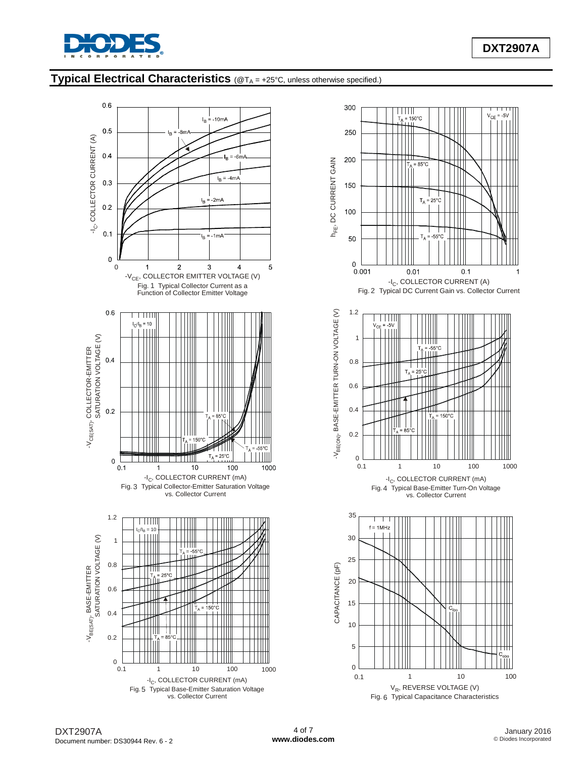## Typical Electrical Characteristics (@$T_A$ = +25°C, unless otherwise specified.)

Fig. 1 Typical Collector Current as a Function of Collector Emitter Voltage

Fig. 2 Typical DC Current Gain vs. Collector Current

Fig. 3 Typical Collector-Emitter Saturation Voltage vs. Collector Current

Fig. 4 Typical Base-Emitter Turn-On Voltage vs. Collector Current

Fig. 5 Typical Base-Emitter Saturation Voltage vs. Collector Current

Fig. 6 Typical Capacitance Characteristics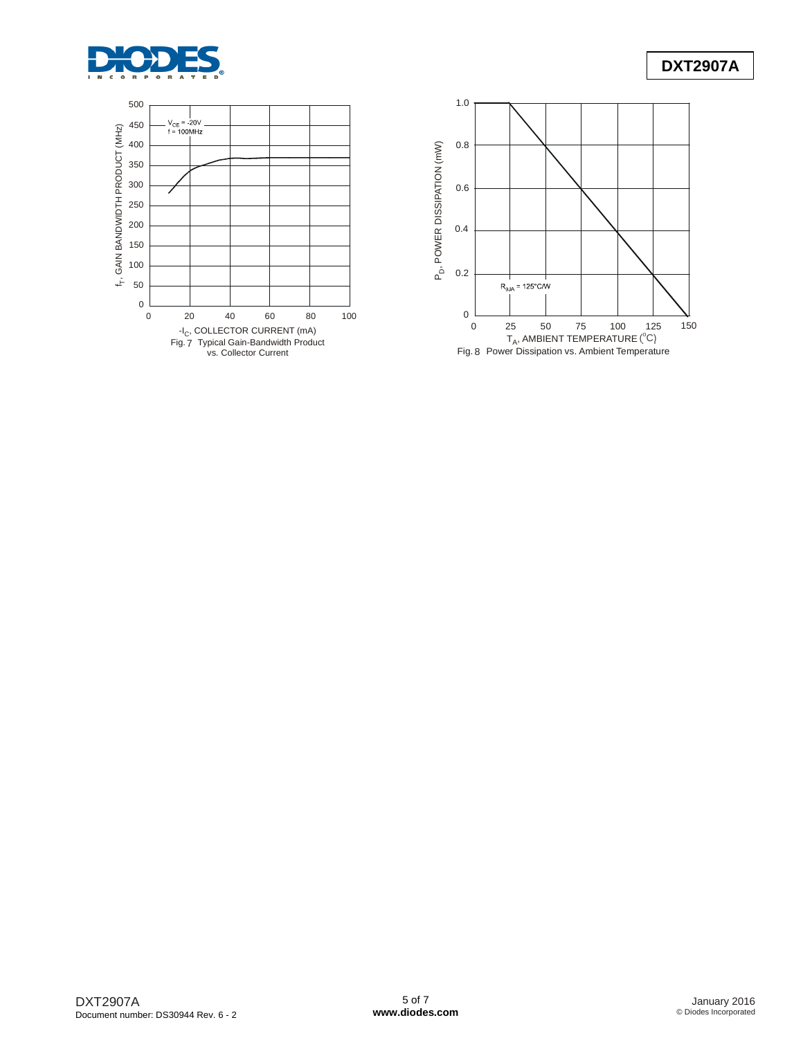$f_T$, GAIN BANDWIDTH PRODUCT (MHz)

$V_{CE} = -20V$
$f = 100MHz$

$-I_C$, COLLECTOR CURRENT (mA)

Fig. 7 Typical Gain-Bandwidth Product vs. Collector Current

$P_D$, POWER DISSIPATION (mW)

$R_{\theta JA} = 125°C/W$

$T_A$, AMBIENT TEMPERATURE (°C)

Fig. 8 Power Dissipation vs. Ambient Temperature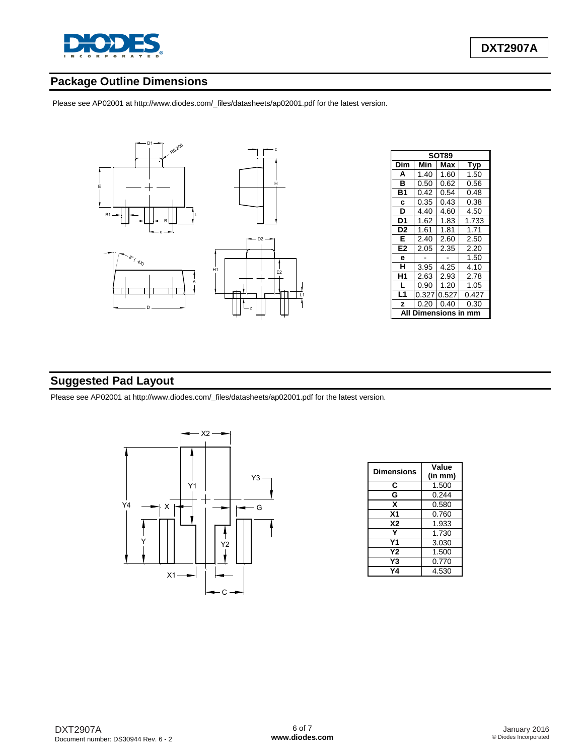## Package Outline Dimensions

Please see AP02001 at http://www.diodes.com/_files/datasheets/ap02001.pdf for the latest version.

| SOT89 | | | |
|---|---|---|---|
| Dim | Min | Max | Typ |
| A | 1.40 | 1.60 | 1.50 |
| B | 0.50 | 0.62 | 0.56 |
| B1 | 0.42 | 0.54 | 0.48 |
| c | 0.35 | 0.43 | 0.38 |
| D | 4.40 | 4.60 | 4.50 |
| D1 | 1.62 | 1.83 | 1.733 |
| D2 | 1.61 | 1.81 | 1.71 |
| E | 2.40 | 2.60 | 2.50 |
| E2 | 2.05 | 2.35 | 2.20 |
| e | - | - | 1.50 |
| H | 3.95 | 4.25 | 4.10 |
| H1 | 2.63 | 2.93 | 2.78 |
| L | 0.90 | 1.20 | 1.05 |
| L1 | 0.327 | 0.527 | 0.427 |
| z | 0.20 | 0.40 | 0.30 |
| All Dimensions in mm | | | |

## Suggested Pad Layout

Please see AP02001 at http://www.diodes.com/_files/datasheets/ap02001.pdf for the latest version.

| Dimensions | Value (in mm) |
|---|---|
| C | 1.500 |
| G | 0.244 |
| X | 0.580 |
| X1 | 0.760 |
| X2 | 1.933 |
| Y | 1.730 |
| Y1 | 3.030 |
| Y2 | 1.500 |
| Y3 | 0.770 |
| Y4 | 4.530 |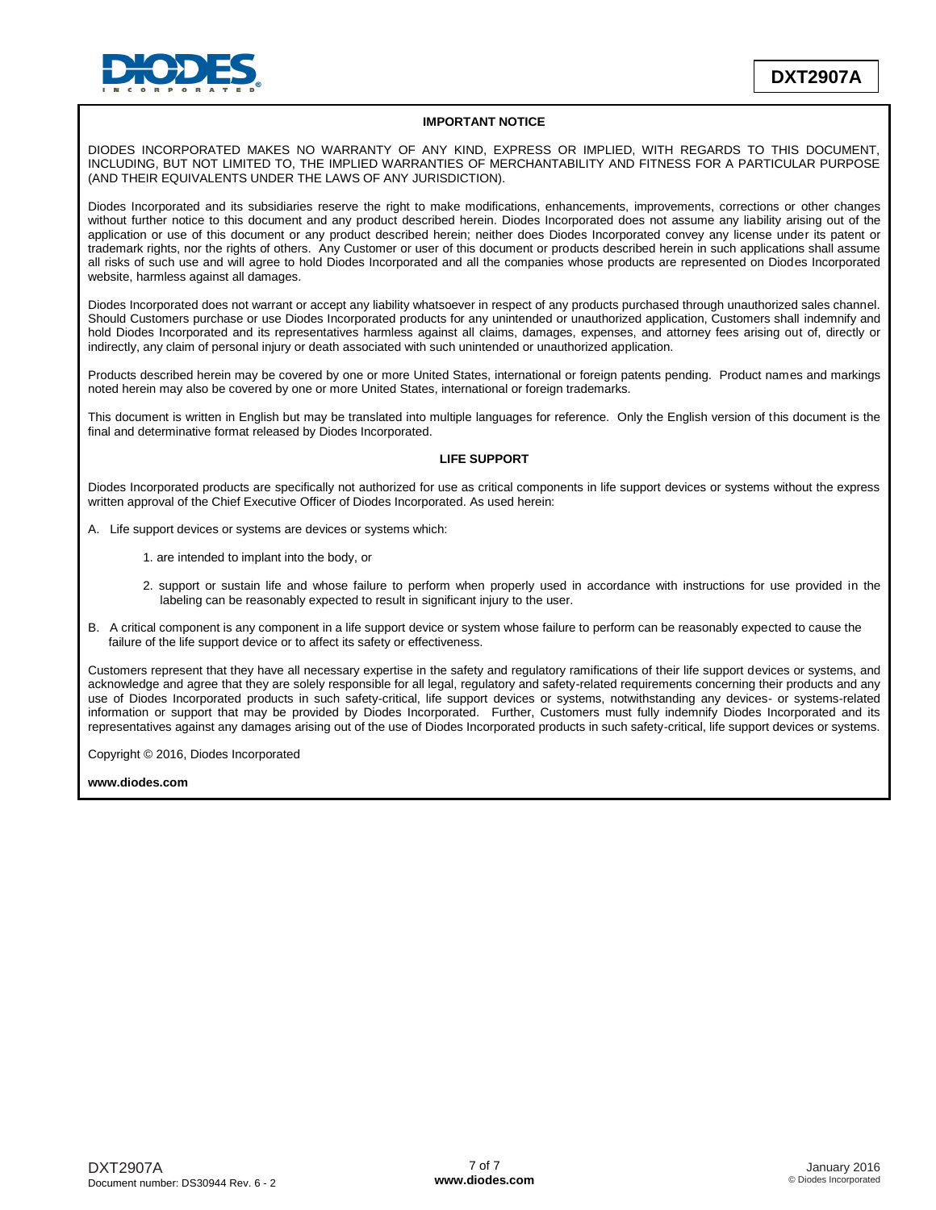## IMPORTANT NOTICE

DIODES INCORPORATED MAKES NO WARRANTY OF ANY KIND, EXPRESS OR IMPLIED, WITH REGARDS TO THIS DOCUMENT, INCLUDING, BUT NOT LIMITED TO, THE IMPLIED WARRANTIES OF MERCHANTABILITY AND FITNESS FOR A PARTICULAR PURPOSE (AND THEIR EQUIVALENTS UNDER THE LAWS OF ANY JURISDICTION).

Diodes Incorporated and its subsidiaries reserve the right to make modifications, enhancements, improvements, corrections or other changes without further notice to this document and any product described herein. Diodes Incorporated does not assume any liability arising out of the application or use of this document or any product described herein; neither does Diodes Incorporated convey any license under its patent or trademark rights, nor the rights of others. Any Customer or user of this document or products described herein in such applications shall assume all risks of such use and will agree to hold Diodes Incorporated and all the companies whose products are represented on Diodes Incorporated website, harmless against all damages.

Diodes Incorporated does not warrant or accept any liability whatsoever in respect of any products purchased through unauthorized sales channel. Should Customers purchase or use Diodes Incorporated products for any unintended or unauthorized application, Customers shall indemnify and hold Diodes Incorporated and its representatives harmless against all claims, damages, expenses, and attorney fees arising out of, directly or indirectly, any claim of personal injury or death associated with such unintended or unauthorized application.

Products described herein may be covered by one or more United States, international or foreign patents pending. Product names and markings noted herein may also be covered by one or more United States, international or foreign trademarks.

This document is written in English but may be translated into multiple languages for reference. Only the English version of this document is the final and determinative format released by Diodes Incorporated.

## LIFE SUPPORT

Diodes Incorporated products are specifically not authorized for use as critical components in life support devices or systems without the express written approval of the Chief Executive Officer of Diodes Incorporated. As used herein:

A. Life support devices or systems are devices or systems which:

1. are intended to implant into the body, or
2. support or sustain life and whose failure to perform when properly used in accordance with instructions for use provided in the labeling can be reasonably expected to result in significant injury to the user.

B. A critical component is any component in a life support device or system whose failure to perform can be reasonably expected to cause the failure of the life support device or to affect its safety or effectiveness.

Customers represent that they have all necessary expertise in the safety and regulatory ramifications of their life support devices or systems, and acknowledge and agree that they are solely responsible for all legal, regulatory and safety-related requirements concerning their products and any use of Diodes Incorporated products in such safety-critical, life support devices or systems, notwithstanding any devices- or systems-related information or support that may be provided by Diodes Incorporated. Further, Customers must fully indemnify Diodes Incorporated and its representatives against any damages arising out of the use of Diodes Incorporated products in such safety-critical, life support devices or systems.

Copyright © 2016, Diodes Incorporated

**www.diodes.com**